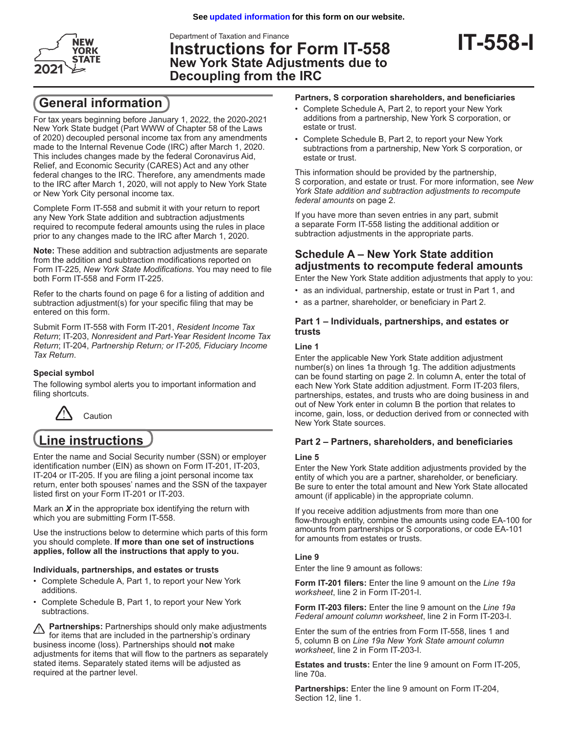See updated information for this form on our website.

Department of Taxation and Finance

# Instructions for Form IT-558 New York State Adjustments due to Decoupling from the IRC

**IT-558-I**

2021

## General information

For tax years beginning before January 1, 2022, the 2020-2021 New York State budget (Part WWW of Chapter 58 of the Laws of 2020) decoupled personal income tax from any amendments made to the Internal Revenue Code (IRC) after March 1, 2020. This includes changes made by the federal Coronavirus Aid, Relief, and Economic Security (CARES) Act and any other federal changes to the IRC. Therefore, any amendments made to the IRC after March 1, 2020, will not apply to New York State or New York City personal income tax.

Complete Form IT-558 and submit it with your return to report any New York State addition and subtraction adjustments required to recompute federal amounts using the rules in place prior to any changes made to the IRC after March 1, 2020.

**Note:** These addition and subtraction adjustments are separate from the addition and subtraction modifications reported on Form IT-225, *New York State Modifications*. You may need to file both Form IT-558 and Form IT-225.

Refer to the charts found on page 6 for a listing of addition and subtraction adjustment(s) for your specific filing that may be entered on this form.

Submit Form IT-558 with Form IT-201, *Resident Income Tax Return*; IT-203, *Nonresident and Part-Year Resident Income Tax Return*; IT-204, *Partnership Return; or IT-205, Fiduciary Income Tax Return*.

### Special symbol

The following symbol alerts you to important information and filing shortcuts.

⚠ Caution

## Line instructions

Enter the name and Social Security number (SSN) or employer identification number (EIN) as shown on Form IT-201, IT-203, IT-204 or IT-205. If you are filing a joint personal income tax return, enter both spouses' names and the SSN of the taxpayer listed first on your Form IT-201 or IT-203.

Mark an ***X*** in the appropriate box identifying the return with which you are submitting Form IT-558.

Use the instructions below to determine which parts of this form you should complete. **If more than one set of instructions applies, follow all the instructions that apply to you.**

### Individuals, partnerships, and estates or trusts

- Complete Schedule A, Part 1, to report your New York additions.
- Complete Schedule B, Part 1, to report your New York subtractions.

⚠ **Partnerships:** Partnerships should only make adjustments for items that are included in the partnership's ordinary business income (loss). Partnerships should **not** make adjustments for items that will flow to the partners as separately stated items. Separately stated items will be adjusted as required at the partner level.

### Partners, S corporation shareholders, and beneficiaries

- Complete Schedule A, Part 2, to report your New York additions from a partnership, New York S corporation, or estate or trust.
- Complete Schedule B, Part 2, to report your New York subtractions from a partnership, New York S corporation, or estate or trust.

This information should be provided by the partnership, S corporation, and estate or trust. For more information, see *New York State addition and subtraction adjustments to recompute federal amounts* on page 2.

If you have more than seven entries in any part, submit a separate Form IT-558 listing the additional addition or subtraction adjustments in the appropriate parts.

## Schedule A – New York State addition adjustments to recompute federal amounts

Enter the New York State addition adjustments that apply to you:

- as an individual, partnership, estate or trust in Part 1, and
- as a partner, shareholder, or beneficiary in Part 2.

### Part 1 – Individuals, partnerships, and estates or trusts

#### Line 1

Enter the applicable New York State addition adjustment number(s) on lines 1a through 1g. The addition adjustments can be found starting on page 2. In column A, enter the total of each New York State addition adjustment. Form IT-203 filers, partnerships, estates, and trusts who are doing business in and out of New York enter in column B the portion that relates to income, gain, loss, or deduction derived from or connected with New York State sources.

### Part 2 – Partners, shareholders, and beneficiaries

#### Line 5

Enter the New York State addition adjustments provided by the entity of which you are a partner, shareholder, or beneficiary. Be sure to enter the total amount and New York State allocated amount (if applicable) in the appropriate column.

If you receive addition adjustments from more than one flow-through entity, combine the amounts using code EA-100 for amounts from partnerships or S corporations, or code EA-101 for amounts from estates or trusts.

#### Line 9

Enter the line 9 amount as follows:

**Form IT-201 filers:** Enter the line 9 amount on the *Line 19a worksheet*, line 2 in Form IT-201-I.

**Form IT-203 filers:** Enter the line 9 amount on the *Line 19a Federal amount column worksheet*, line 2 in Form IT-203-I.

Enter the sum of the entries from Form IT-558, lines 1 and 5, column B on *Line 19a New York State amount column worksheet*, line 2 in Form IT-203-I.

**Estates and trusts:** Enter the line 9 amount on Form IT-205, line 70a.

**Partnerships:** Enter the line 9 amount on Form IT-204, Section 12, line 1.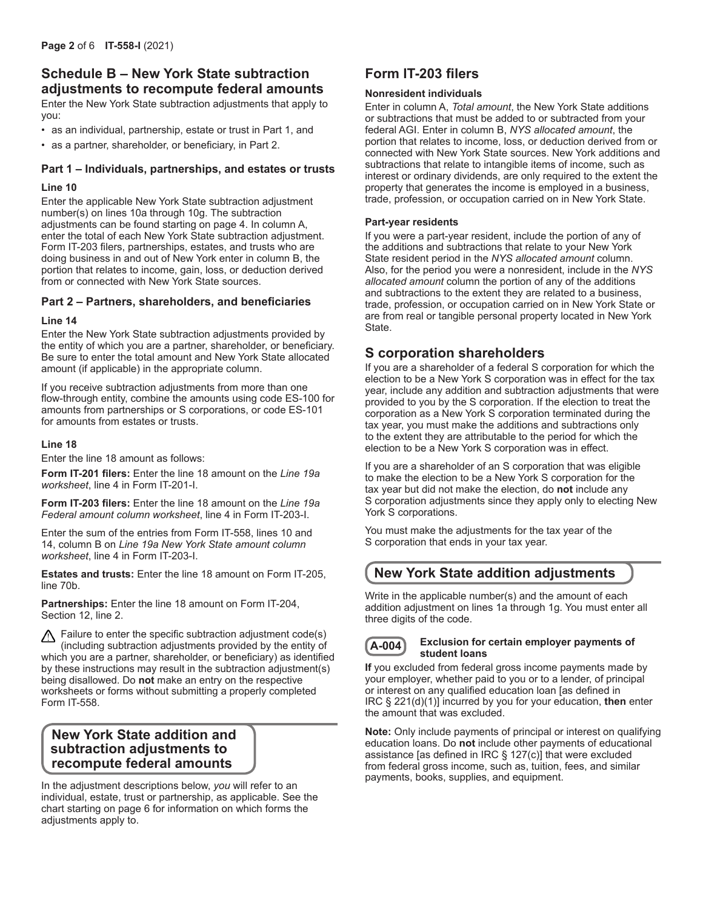## Schedule B – New York State subtraction adjustments to recompute federal amounts

Enter the New York State subtraction adjustments that apply to you:

- as an individual, partnership, estate or trust in Part 1, and
- as a partner, shareholder, or beneficiary, in Part 2.

### Part 1 – Individuals, partnerships, and estates or trusts

**Line 10**

Enter the applicable New York State subtraction adjustment number(s) on lines 10a through 10g. The subtraction adjustments can be found starting on page 4. In column A, enter the total of each New York State subtraction adjustment. Form IT-203 filers, partnerships, estates, and trusts who are doing business in and out of New York enter in column B, the portion that relates to income, gain, loss, or deduction derived from or connected with New York State sources.

### Part 2 – Partners, shareholders, and beneficiaries

**Line 14**

Enter the New York State subtraction adjustments provided by the entity of which you are a partner, shareholder, or beneficiary. Be sure to enter the total amount and New York State allocated amount (if applicable) in the appropriate column.

If you receive subtraction adjustments from more than one flow-through entity, combine the amounts using code ES-100 for amounts from partnerships or S corporations, or code ES-101 for amounts from estates or trusts.

**Line 18**

Enter the line 18 amount as follows:

**Form IT-201 filers:** Enter the line 18 amount on the *Line 19a worksheet*, line 4 in Form IT-201-I.

**Form IT-203 filers:** Enter the line 18 amount on the *Line 19a Federal amount column worksheet*, line 4 in Form IT-203-I.

Enter the sum of the entries from Form IT-558, lines 10 and 14, column B on *Line 19a New York State amount column worksheet*, line 4 in Form IT-203-I.

**Estates and trusts:** Enter the line 18 amount on Form IT-205, line 70b.

**Partnerships:** Enter the line 18 amount on Form IT-204, Section 12, line 2.

⚠ Failure to enter the specific subtraction adjustment code(s) (including subtraction adjustments provided by the entity of which you are a partner, shareholder, or beneficiary) as identified by these instructions may result in the subtraction adjustment(s) being disallowed. Do **not** make an entry on the respective worksheets or forms without submitting a properly completed Form IT-558.

## New York State addition and subtraction adjustments to recompute federal amounts

In the adjustment descriptions below, *you* will refer to an individual, estate, trust or partnership, as applicable. See the chart starting on page 6 for information on which forms the adjustments apply to.

## Form IT-203 filers

**Nonresident individuals**

Enter in column A, *Total amount*, the New York State additions or subtractions that must be added to or subtracted from your federal AGI. Enter in column B, *NYS allocated amount*, the portion that relates to income, loss, or deduction derived from or connected with New York State sources. New York additions and subtractions that relate to intangible items of income, such as interest or ordinary dividends, are only required to the extent the property that generates the income is employed in a business, trade, profession, or occupation carried on in New York State.

**Part-year residents**

If you were a part-year resident, include the portion of any of the additions and subtractions that relate to your New York State resident period in the *NYS allocated amount* column. Also, for the period you were a nonresident, include in the *NYS allocated amount* column the portion of any of the additions and subtractions to the extent they are related to a business, trade, profession, or occupation carried on in New York State or are from real or tangible personal property located in New York State.

## S corporation shareholders

If you are a shareholder of a federal S corporation for which the election to be a New York S corporation was in effect for the tax year, include any addition and subtraction adjustments that were provided to you by the S corporation. If the election to treat the corporation as a New York S corporation terminated during the tax year, you must make the additions and subtractions only to the extent they are attributable to the period for which the election to be a New York S corporation was in effect.

If you are a shareholder of an S corporation that was eligible to make the election to be a New York S corporation for the tax year but did not make the election, do **not** include any S corporation adjustments since they apply only to electing New York S corporations.

You must make the adjustments for the tax year of the S corporation that ends in your tax year.

## New York State addition adjustments

Write in the applicable number(s) and the amount of each addition adjustment on lines 1a through 1g. You must enter all three digits of the code.

**A-004** **Exclusion for certain employer payments of student loans**

**If** you excluded from federal gross income payments made by your employer, whether paid to you or to a lender, of principal or interest on any qualified education loan [as defined in IRC § 221(d)(1)] incurred by you for your education, **then** enter the amount that was excluded.

**Note:** Only include payments of principal or interest on qualifying education loans. Do **not** include other payments of educational assistance [as defined in IRC § 127(c)] that were excluded from federal gross income, such as, tuition, fees, and similar payments, books, supplies, and equipment.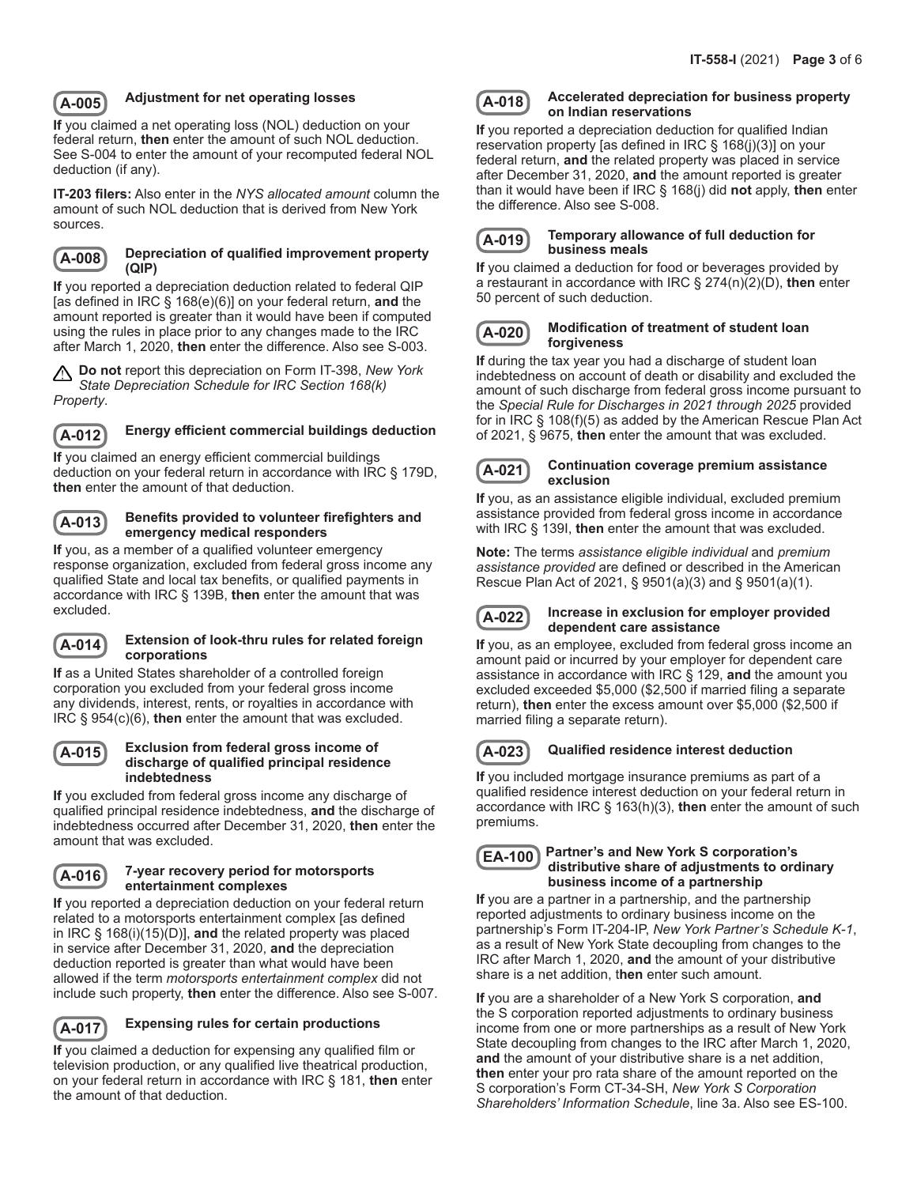### A-005 Adjustment for net operating losses

**If** you claimed a net operating loss (NOL) deduction on your federal return, **then** enter the amount of such NOL deduction. See S-004 to enter the amount of your recomputed federal NOL deduction (if any).

**IT-203 filers:** Also enter in the *NYS allocated amount* column the amount of such NOL deduction that is derived from New York sources.

### A-008 Depreciation of qualified improvement property (QIP)

**If** you reported a depreciation deduction related to federal QIP [as defined in IRC § 168(e)(6)] on your federal return, **and** the amount reported is greater than it would have been if computed using the rules in place prior to any changes made to the IRC after March 1, 2020, **then** enter the difference. Also see S-003.

⚠ **Do not** report this depreciation on Form IT-398, *New York State Depreciation Schedule for IRC Section 168(k) Property*.

### A-012 Energy efficient commercial buildings deduction

**If** you claimed an energy efficient commercial buildings deduction on your federal return in accordance with IRC § 179D, **then** enter the amount of that deduction.

### A-013 Benefits provided to volunteer firefighters and emergency medical responders

**If** you, as a member of a qualified volunteer emergency response organization, excluded from federal gross income any qualified State and local tax benefits, or qualified payments in accordance with IRC § 139B, **then** enter the amount that was excluded.

### A-014 Extension of look-thru rules for related foreign corporations

**If** as a United States shareholder of a controlled foreign corporation you excluded from your federal gross income any dividends, interest, rents, or royalties in accordance with IRC § 954(c)(6), **then** enter the amount that was excluded.

### A-015 Exclusion from federal gross income of discharge of qualified principal residence indebtedness

**If** you excluded from federal gross income any discharge of qualified principal residence indebtedness, **and** the discharge of indebtedness occurred after December 31, 2020, **then** enter the amount that was excluded.

### A-016 7-year recovery period for motorsports entertainment complexes

**If** you reported a depreciation deduction on your federal return related to a motorsports entertainment complex [as defined in IRC § 168(i)(15)(D)], **and** the related property was placed in service after December 31, 2020, **and** the depreciation deduction reported is greater than what would have been allowed if the term *motorsports entertainment complex* did not include such property, **then** enter the difference. Also see S-007.

### A-017 Expensing rules for certain productions

**If** you claimed a deduction for expensing any qualified film or television production, or any qualified live theatrical production, on your federal return in accordance with IRC § 181, **then** enter the amount of that deduction.

### A-018 Accelerated depreciation for business property on Indian reservations

**If** you reported a depreciation deduction for qualified Indian reservation property [as defined in IRC § 168(j)(3)] on your federal return, **and** the related property was placed in service after December 31, 2020, **and** the amount reported is greater than it would have been if IRC § 168(j) did **not** apply, **then** enter the difference. Also see S-008.

### A-019 Temporary allowance of full deduction for business meals

**If** you claimed a deduction for food or beverages provided by a restaurant in accordance with IRC § 274(n)(2)(D), **then** enter 50 percent of such deduction.

### A-020 Modification of treatment of student loan forgiveness

**If** during the tax year you had a discharge of student loan indebtedness on account of death or disability and excluded the amount of such discharge from federal gross income pursuant to the *Special Rule for Discharges in 2021 through 2025* provided for in IRC § 108(f)(5) as added by the American Rescue Plan Act of 2021, § 9675, **then** enter the amount that was excluded.

### A-021 Continuation coverage premium assistance exclusion

**If** you, as an assistance eligible individual, excluded premium assistance provided from federal gross income in accordance with IRC § 139I, **then** enter the amount that was excluded.

**Note:** The terms *assistance eligible individual* and *premium assistance provided* are defined or described in the American Rescue Plan Act of 2021, § 9501(a)(3) and § 9501(a)(1).

### A-022 Increase in exclusion for employer provided dependent care assistance

**If** you, as an employee, excluded from federal gross income an amount paid or incurred by your employer for dependent care assistance in accordance with IRC § 129, **and** the amount you excluded exceeded $5,000 ($2,500 if married filing a separate return), **then** enter the excess amount over $5,000 ($2,500 if married filing a separate return).

### A-023 Qualified residence interest deduction

**If** you included mortgage insurance premiums as part of a qualified residence interest deduction on your federal return in accordance with IRC § 163(h)(3), **then** enter the amount of such premiums.

### EA-100 Partner's and New York S corporation's distributive share of adjustments to ordinary business income of a partnership

**If** you are a partner in a partnership, and the partnership reported adjustments to ordinary business income on the partnership's Form IT-204-IP, *New York Partner's Schedule K-1*, as a result of New York State decoupling from changes to the IRC after March 1, 2020, **and** the amount of your distributive share is a net addition, **then** enter such amount.

**If** you are a shareholder of a New York S corporation, **and** the S corporation reported adjustments to ordinary business income from one or more partnerships as a result of New York State decoupling from changes to the IRC after March 1, 2020, **and** the amount of your distributive share is a net addition, **then** enter your pro rata share of the amount reported on the S corporation's Form CT-34-SH, *New York S Corporation Shareholders' Information Schedule*, line 3a. Also see ES-100.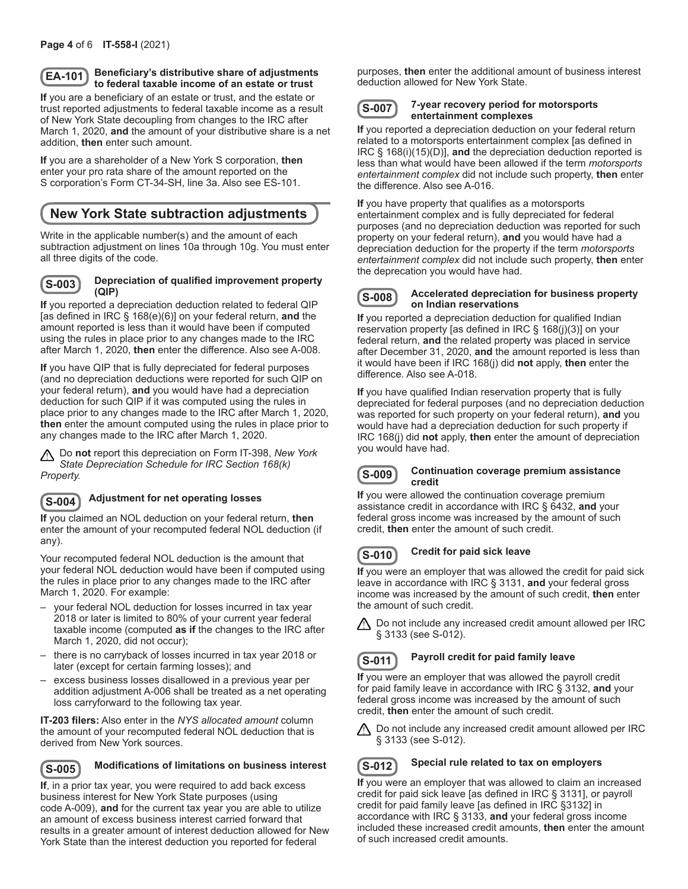### EA-101 Beneficiary's distributive share of adjustments to federal taxable income of an estate or trust

**If** you are a beneficiary of an estate or trust, and the estate or trust reported adjustments to federal taxable income as a result of New York State decoupling from changes to the IRC after March 1, 2020, **and** the amount of your distributive share is a net addition, **then** enter such amount.

**If** you are a shareholder of a New York S corporation, **then** enter your pro rata share of the amount reported on the S corporation's Form CT-34-SH, line 3a. Also see ES-101.

## New York State subtraction adjustments

Write in the applicable number(s) and the amount of each subtraction adjustment on lines 10a through 10g. You must enter all three digits of the code.

### S-003 Depreciation of qualified improvement property (QIP)

**If** you reported a depreciation deduction related to federal QIP [as defined in IRC § 168(e)(6)] on your federal return, **and** the amount reported is less than it would have been if computed using the rules in place prior to any changes made to the IRC after March 1, 2020, **then** enter the difference. Also see A-008.

**If** you have QIP that is fully depreciated for federal purposes (and no depreciation deductions were reported for such QIP on your federal return), **and** you would have had a depreciation deduction for such QIP if it was computed using the rules in place prior to any changes made to the IRC after March 1, 2020, **then** enter the amount computed using the rules in place prior to any changes made to the IRC after March 1, 2020.

⚠ Do **not** report this depreciation on Form IT-398, *New York State Depreciation Schedule for IRC Section 168(k) Property.*

### S-004 Adjustment for net operating losses

**If** you claimed an NOL deduction on your federal return, **then** enter the amount of your recomputed federal NOL deduction (if any).

Your recomputed federal NOL deduction is the amount that your federal NOL deduction would have been if computed using the rules in place prior to any changes made to the IRC after March 1, 2020. For example:

- your federal NOL deduction for losses incurred in tax year 2018 or later is limited to 80% of your current year federal taxable income (computed **as if** the changes to the IRC after March 1, 2020, did not occur);
- there is no carryback of losses incurred in tax year 2018 or later (except for certain farming losses); and
- excess business losses disallowed in a previous year per addition adjustment A-006 shall be treated as a net operating loss carryforward to the following tax year.

**IT-203 filers:** Also enter in the *NYS allocated amount* column the amount of your recomputed federal NOL deduction that is derived from New York sources.

### S-005 Modifications of limitations on business interest

**If**, in a prior tax year, you were required to add back excess business interest for New York State purposes (using code A-009), **and** for the current tax year you are able to utilize an amount of excess business interest carried forward that results in a greater amount of interest deduction allowed for New York State than the interest deduction you reported for federal purposes, **then** enter the additional amount of business interest deduction allowed for New York State.

### S-007 7-year recovery period for motorsports entertainment complexes

**If** you reported a depreciation deduction on your federal return related to a motorsports entertainment complex [as defined in IRC § 168(i)(15)(D)], **and** the depreciation deduction reported is less than what would have been allowed if the term *motorsports entertainment complex* did not include such property, **then** enter the difference. Also see A-016.

**If** you have property that qualifies as a motorsports entertainment complex and is fully depreciated for federal purposes (and no depreciation deduction was reported for such property on your federal return), **and** you would have had a depreciation deduction for the property if the term *motorsports entertainment complex* did not include such property, **then** enter the deprecation you would have had.

### S-008 Accelerated depreciation for business property on Indian reservations

**If** you reported a depreciation deduction for qualified Indian reservation property [as defined in IRC § 168(j)(3)] on your federal return, **and** the related property was placed in service after December 31, 2020, **and** the amount reported is less than it would have been if IRC 168(j) did **not** apply, **then** enter the difference. Also see A-018.

**If** you have qualified Indian reservation property that is fully depreciated for federal purposes (and no depreciation deduction was reported for such property on your federal return), **and** you would have had a depreciation deduction for such property if IRC 168(j) did **not** apply, **then** enter the amount of depreciation you would have had.

### S-009 Continuation coverage premium assistance credit

**If** you were allowed the continuation coverage premium assistance credit in accordance with IRC § 6432, **and** your federal gross income was increased by the amount of such credit, **then** enter the amount of such credit.

### S-010 Credit for paid sick leave

**If** you were an employer that was allowed the credit for paid sick leave in accordance with IRC § 3131, **and** your federal gross income was increased by the amount of such credit, **then** enter the amount of such credit.

⚠ Do not include any increased credit amount allowed per IRC § 3133 (see S-012).

### S-011 Payroll credit for paid family leave

**If** you were an employer that was allowed the payroll credit for paid family leave in accordance with IRC § 3132, **and** your federal gross income was increased by the amount of such credit, **then** enter the amount of such credit.

⚠ Do not include any increased credit amount allowed per IRC § 3133 (see S-012).

### S-012 Special rule related to tax on employers

**If** you were an employer that was allowed to claim an increased credit for paid sick leave [as defined in IRC § 3131], or payroll credit for paid family leave [as defined in IRC §3132] in accordance with IRC § 3133, **and** your federal gross income included these increased credit amounts, **then** enter the amount of such increased credit amounts.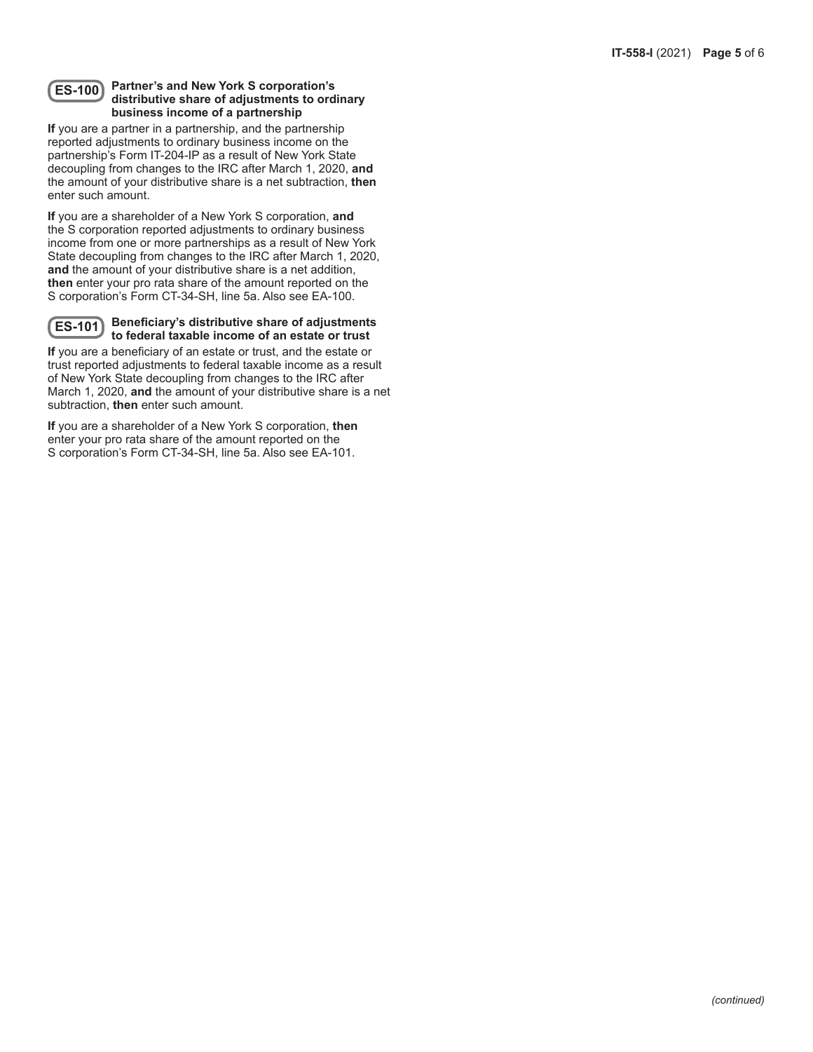### ES-100 Partner's and New York S corporation's distributive share of adjustments to ordinary business income of a partnership

**If** you are a partner in a partnership, and the partnership reported adjustments to ordinary business income on the partnership's Form IT-204-IP as a result of New York State decoupling from changes to the IRC after March 1, 2020, **and** the amount of your distributive share is a net subtraction, **then** enter such amount.

**If** you are a shareholder of a New York S corporation, **and** the S corporation reported adjustments to ordinary business income from one or more partnerships as a result of New York State decoupling from changes to the IRC after March 1, 2020, **and** the amount of your distributive share is a net addition, **then** enter your pro rata share of the amount reported on the S corporation's Form CT-34-SH, line 5a. Also see EA-100.

### ES-101 Beneficiary's distributive share of adjustments to federal taxable income of an estate or trust

**If** you are a beneficiary of an estate or trust, and the estate or trust reported adjustments to federal taxable income as a result of New York State decoupling from changes to the IRC after March 1, 2020, **and** the amount of your distributive share is a net subtraction, **then** enter such amount.

**If** you are a shareholder of a New York S corporation, **then** enter your pro rata share of the amount reported on the S corporation's Form CT-34-SH, line 5a. Also see EA-101.

*(continued)*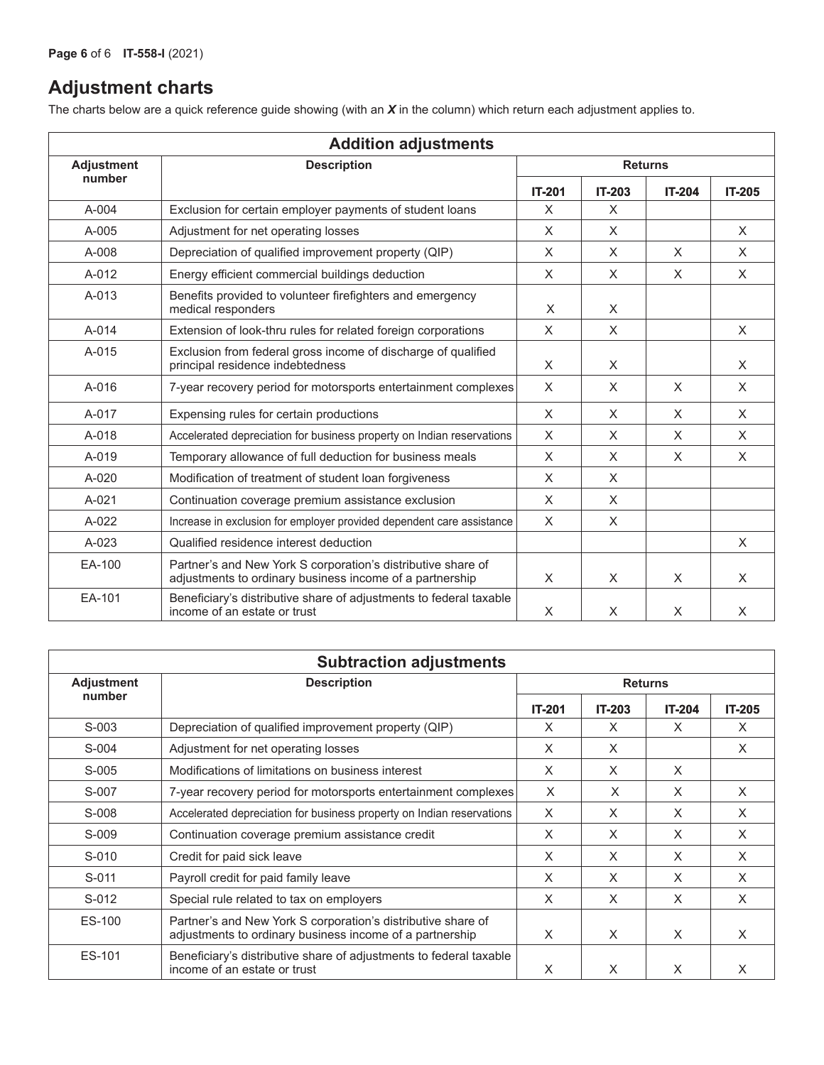## Adjustment charts

The charts below are a quick reference guide showing (with an ***X*** in the column) which return each adjustment applies to.

| Addition adjustments | | | | | |
|---|---|---|---|---|---|
| **Adjustment number** | **Description** | **Returns** | | | |
| | | **IT-201** | **IT-203** | **IT-204** | **IT-205** |
| A-004 | Exclusion for certain employer payments of student loans | X | X | | |
| A-005 | Adjustment for net operating losses | X | X | | X |
| A-008 | Depreciation of qualified improvement property (QIP) | X | X | X | X |
| A-012 | Energy efficient commercial buildings deduction | X | X | X | X |
| A-013 | Benefits provided to volunteer firefighters and emergency medical responders | X | X | | |
| A-014 | Extension of look-thru rules for related foreign corporations | X | X | | X |
| A-015 | Exclusion from federal gross income of discharge of qualified principal residence indebtedness | X | X | | X |
| A-016 | 7-year recovery period for motorsports entertainment complexes | X | X | X | X |
| A-017 | Expensing rules for certain productions | X | X | X | X |
| A-018 | Accelerated depreciation for business property on Indian reservations | X | X | X | X |
| A-019 | Temporary allowance of full deduction for business meals | X | X | X | X |
| A-020 | Modification of treatment of student loan forgiveness | X | X | | |
| A-021 | Continuation coverage premium assistance exclusion | X | X | | |
| A-022 | Increase in exclusion for employer provided dependent care assistance | X | X | | |
| A-023 | Qualified residence interest deduction | | | | X |
| EA-100 | Partner's and New York S corporation's distributive share of adjustments to ordinary business income of a partnership | X | X | X | X |
| EA-101 | Beneficiary's distributive share of adjustments to federal taxable income of an estate or trust | X | X | X | X |

| Subtraction adjustments | | | | | |
|---|---|---|---|---|---|
| **Adjustment number** | **Description** | **Returns** | | | |
| | | **IT-201** | **IT-203** | **IT-204** | **IT-205** |
| S-003 | Depreciation of qualified improvement property (QIP) | X | X | X | X |
| S-004 | Adjustment for net operating losses | X | X | | X |
| S-005 | Modifications of limitations on business interest | X | X | X | |
| S-007 | 7-year recovery period for motorsports entertainment complexes | X | X | X | X |
| S-008 | Accelerated depreciation for business property on Indian reservations | X | X | X | X |
| S-009 | Continuation coverage premium assistance credit | X | X | X | X |
| S-010 | Credit for paid sick leave | X | X | X | X |
| S-011 | Payroll credit for paid family leave | X | X | X | X |
| S-012 | Special rule related to tax on employers | X | X | X | X |
| ES-100 | Partner's and New York S corporation's distributive share of adjustments to ordinary business income of a partnership | X | X | X | X |
| ES-101 | Beneficiary's distributive share of adjustments to federal taxable income of an estate or trust | X | X | X | X |